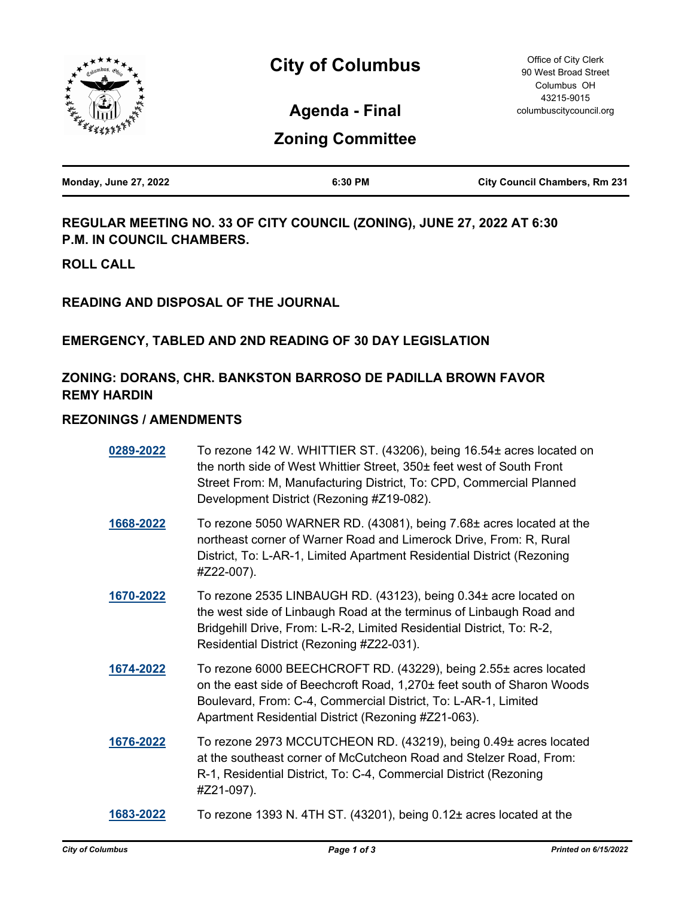# City of Columbus

Office of City Clerk
90 West Broad Street
Columbus OH
43215-9015
columbuscitycouncil.org

## Agenda - Final

## Zoning Committee

| Monday, June 27, 2022 | 6:30 PM | City Council Chambers, Rm 231 |
|---|---|---|

### REGULAR MEETING NO. 33 OF CITY COUNCIL (ZONING), JUNE 27, 2022 AT 6:30 P.M. IN COUNCIL CHAMBERS.

### ROLL CALL

### READING AND DISPOSAL OF THE JOURNAL

### EMERGENCY, TABLED AND 2ND READING OF 30 DAY LEGISLATION

### ZONING: DORANS, CHR. BANKSTON BARROSO DE PADILLA BROWN FAVOR REMY HARDIN

### REZONINGS / AMENDMENTS

**0289-2022** To rezone 142 W. WHITTIER ST. (43206), being 16.54± acres located on the north side of West Whittier Street, 350± feet west of South Front Street From: M, Manufacturing District, To: CPD, Commercial Planned Development District (Rezoning #Z19-082).

**1668-2022** To rezone 5050 WARNER RD. (43081), being 7.68± acres located at the northeast corner of Warner Road and Limerock Drive, From: R, Rural District, To: L-AR-1, Limited Apartment Residential District (Rezoning #Z22-007).

**1670-2022** To rezone 2535 LINBAUGH RD. (43123), being 0.34± acre located on the west side of Linbaugh Road at the terminus of Linbaugh Road and Bridgehill Drive, From: L-R-2, Limited Residential District, To: R-2, Residential District (Rezoning #Z22-031).

**1674-2022** To rezone 6000 BEECHCROFT RD. (43229), being 2.55± acres located on the east side of Beechcroft Road, 1,270± feet south of Sharon Woods Boulevard, From: C-4, Commercial District, To: L-AR-1, Limited Apartment Residential District (Rezoning #Z21-063).

**1676-2022** To rezone 2973 MCCUTCHEON RD. (43219), being 0.49± acres located at the southeast corner of McCutcheon Road and Stelzer Road, From: R-1, Residential District, To: C-4, Commercial District (Rezoning #Z21-097).

**1683-2022** To rezone 1393 N. 4TH ST. (43201), being 0.12± acres located at the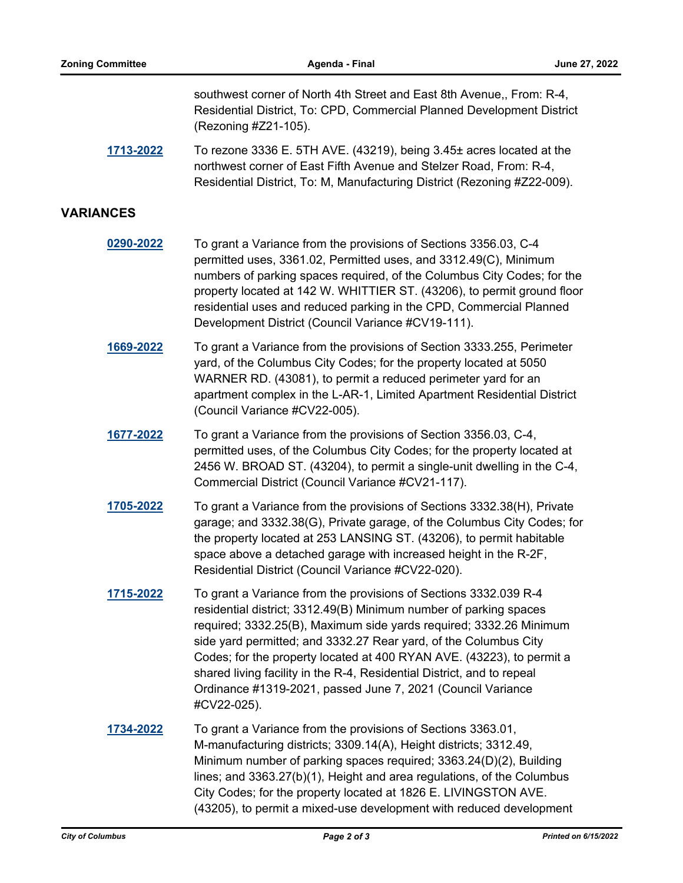southwest corner of North 4th Street and East 8th Avenue,, From: R-4, Residential District, To: CPD, Commercial Planned Development District (Rezoning #Z21-105).

**1713-2022** To rezone 3336 E. 5TH AVE. (43219), being 3.45± acres located at the northwest corner of East Fifth Avenue and Stelzer Road, From: R-4, Residential District, To: M, Manufacturing District (Rezoning #Z22-009).

## VARIANCES

**0290-2022** To grant a Variance from the provisions of Sections 3356.03, C-4 permitted uses, 3361.02, Permitted uses, and 3312.49(C), Minimum numbers of parking spaces required, of the Columbus City Codes; for the property located at 142 W. WHITTIER ST. (43206), to permit ground floor residential uses and reduced parking in the CPD, Commercial Planned Development District (Council Variance #CV19-111).

**1669-2022** To grant a Variance from the provisions of Section 3333.255, Perimeter yard, of the Columbus City Codes; for the property located at 5050 WARNER RD. (43081), to permit a reduced perimeter yard for an apartment complex in the L-AR-1, Limited Apartment Residential District (Council Variance #CV22-005).

**1677-2022** To grant a Variance from the provisions of Section 3356.03, C-4, permitted uses, of the Columbus City Codes; for the property located at 2456 W. BROAD ST. (43204), to permit a single-unit dwelling in the C-4, Commercial District (Council Variance #CV21-117).

**1705-2022** To grant a Variance from the provisions of Sections 3332.38(H), Private garage; and 3332.38(G), Private garage, of the Columbus City Codes; for the property located at 253 LANSING ST. (43206), to permit habitable space above a detached garage with increased height in the R-2F, Residential District (Council Variance #CV22-020).

**1715-2022** To grant a Variance from the provisions of Sections 3332.039 R-4 residential district; 3312.49(B) Minimum number of parking spaces required; 3332.25(B), Maximum side yards required; 3332.26 Minimum side yard permitted; and 3332.27 Rear yard, of the Columbus City Codes; for the property located at 400 RYAN AVE. (43223), to permit a shared living facility in the R-4, Residential District, and to repeal Ordinance #1319-2021, passed June 7, 2021 (Council Variance #CV22-025).

**1734-2022** To grant a Variance from the provisions of Sections 3363.01, M-manufacturing districts; 3309.14(A), Height districts; 3312.49, Minimum number of parking spaces required; 3363.24(D)(2), Building lines; and 3363.27(b)(1), Height and area regulations, of the Columbus City Codes; for the property located at 1826 E. LIVINGSTON AVE. (43205), to permit a mixed-use development with reduced development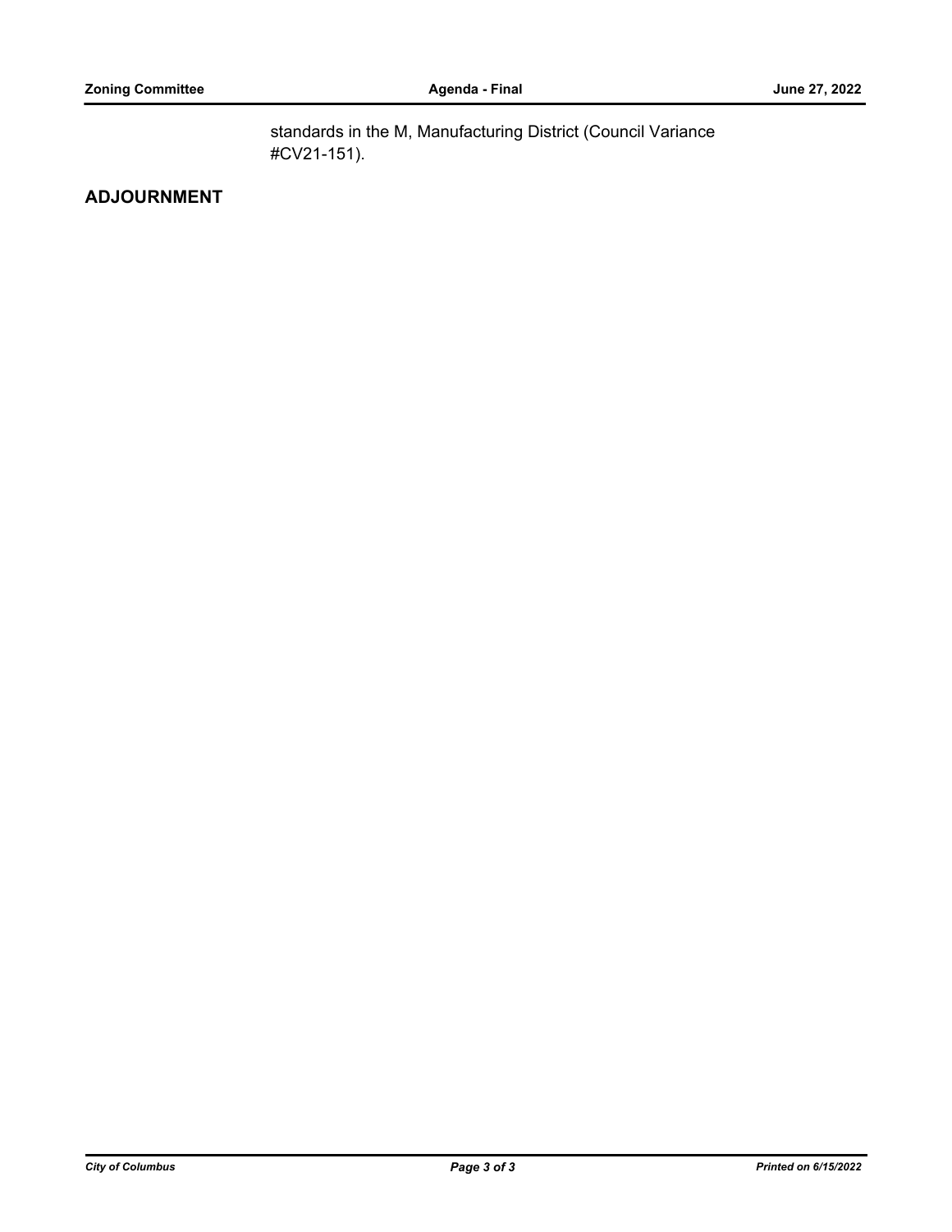standards in the M, Manufacturing District (Council Variance #CV21-151).

## ADJOURNMENT